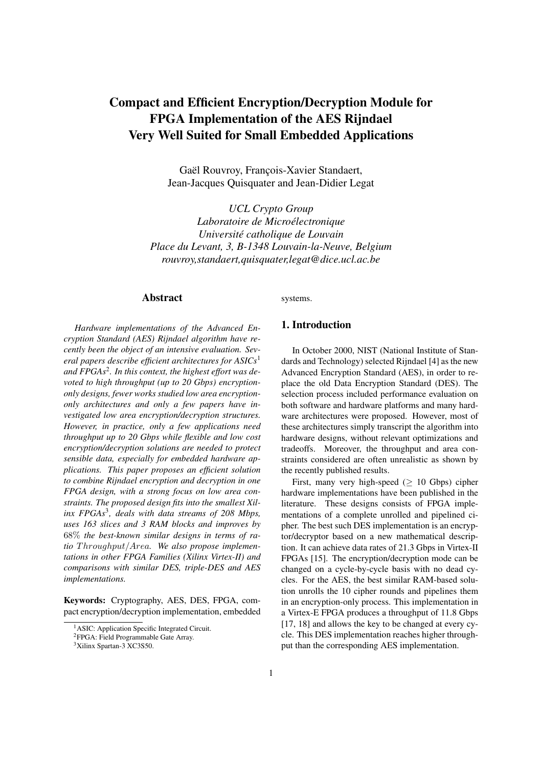# Compact and Efficient Encryption/Decryption Module for FPGA Implementation of the AES Rijndael Very Well Suited for Small Embedded Applications

Gaël Rouvroy, François-Xavier Standaert, Jean-Jacques Quisquater and Jean-Didier Legat

*UCL Crypto Group*
*Laboratoire de Microélectronique*
*Université catholique de Louvain*
*Place du Levant, 3, B-1348 Louvain-la-Neuve, Belgium*
*rouvroy,standaert,quisquater,legat@dice.ucl.ac.be*

## Abstract

*Hardware implementations of the Advanced Encryption Standard (AES) Rijndael algorithm have recently been the object of an intensive evaluation. Several papers describe efficient architectures for ASICs*[1] *and FPGAs*[2]*. In this context, the highest effort was devoted to high throughput (up to 20 Gbps) encryption-only designs, fewer works studied low area encryption-only architectures and only a few papers have investigated low area encryption/decryption structures. However, in practice, only a few applications need throughput up to 20 Gbps while flexible and low cost encryption/decryption solutions are needed to protect sensible data, especially for embedded hardware applications. This paper proposes an efficient solution to combine Rijndael encryption and decryption in one FPGA design, with a strong focus on low area constraints. The proposed design fits into the smallest Xilinx FPGAs*[3]*, deals with data streams of 208 Mbps, uses 163 slices and 3 RAM blocks and improves by* $68\%$ *the best-known similar designs in terms of ratio* $Throughput/Area$*. We also propose implementations in other FPGA Families (Xilinx Virtex-II) and comparisons with similar DES, triple-DES and AES implementations.*

**Keywords:** Cryptography, AES, DES, FPGA, compact encryption/decryption implementation, embedded systems.

[1] ASIC: Application Specific Integrated Circuit.

[2] FPGA: Field Programmable Gate Array.

[3] Xilinx Spartan-3 XC3S50.

## 1. Introduction

In October 2000, NIST (National Institute of Standards and Technology) selected Rijndael [4] as the new Advanced Encryption Standard (AES), in order to replace the old Data Encryption Standard (DES). The selection process included performance evaluation on both software and hardware platforms and many hardware architectures were proposed. However, most of these architectures simply transcript the algorithm into hardware designs, without relevant optimizations and tradeoffs. Moreover, the throughput and area constraints considered are often unrealistic as shown by the recently published results.

First, many very high-speed ($\geq$ 10 Gbps) cipher hardware implementations have been published in the literature. These designs consists of FPGA implementations of a complete unrolled and pipelined cipher. The best such DES implementation is an encryptor/decryptor based on a new mathematical description. It can achieve data rates of 21.3 Gbps in Virtex-II FPGAs [15]. The encryption/decryption mode can be changed on a cycle-by-cycle basis with no dead cycles. For the AES, the best similar RAM-based solution unrolls the 10 cipher rounds and pipelines them in an encryption-only process. This implementation in a Virtex-E FPGA produces a throughput of 11.8 Gbps [17, 18] and allows the key to be changed at every cycle. This DES implementation reaches higher throughput than the corresponding AES implementation.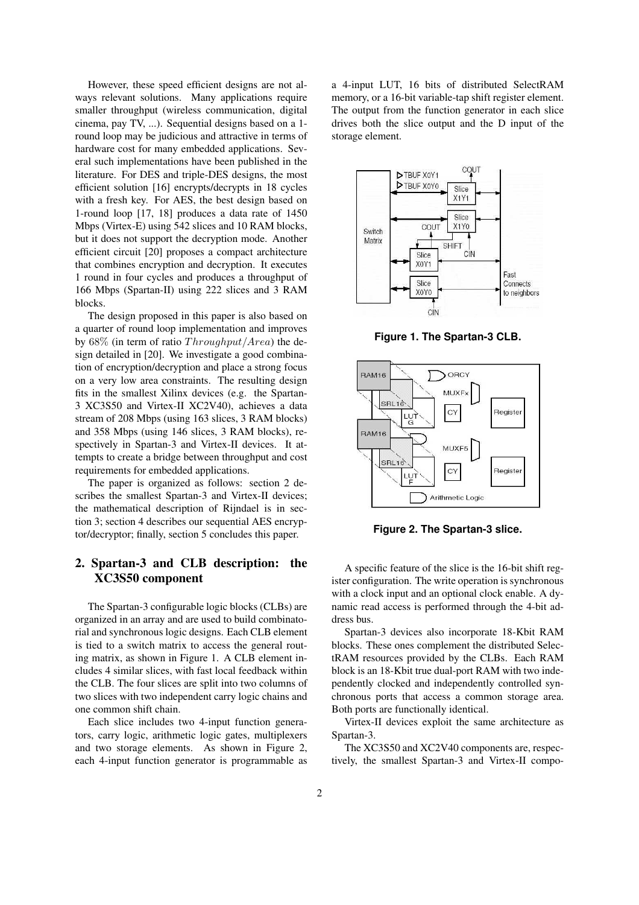However, these speed efficient designs are not always relevant solutions. Many applications require smaller throughput (wireless communication, digital cinema, pay TV, ...). Sequential designs based on a 1-round loop may be judicious and attractive in terms of hardware cost for many embedded applications. Several such implementations have been published in the literature. For DES and triple-DES designs, the most efficient solution [16] encrypts/decrypts in 18 cycles with a fresh key. For AES, the best design based on 1-round loop [17, 18] produces a data rate of 1450 Mbps (Virtex-E) using 542 slices and 10 RAM blocks, but it does not support the decryption mode. Another efficient circuit [20] proposes a compact architecture that combines encryption and decryption. It executes 1 round in four cycles and produces a throughput of 166 Mbps (Spartan-II) using 222 slices and 3 RAM blocks.

The design proposed in this paper is also based on a quarter of round loop implementation and improves by 68% (in term of ratio $Throughput/Area$) the design detailed in [20]. We investigate a good combination of encryption/decryption and place a strong focus on a very low area constraints. The resulting design fits in the smallest Xilinx devices (e.g. the Spartan-3 XC3S50 and Virtex-II XC2V40), achieves a data stream of 208 Mbps (using 163 slices, 3 RAM blocks) and 358 Mbps (using 146 slices, 3 RAM blocks), respectively in Spartan-3 and Virtex-II devices. It attempts to create a bridge between throughput and cost requirements for embedded applications.

The paper is organized as follows: section 2 describes the smallest Spartan-3 and Virtex-II devices; the mathematical description of Rijndael is in section 3; section 4 describes our sequential AES encryptor/decryptor; finally, section 5 concludes this paper.

## 2. Spartan-3 and CLB description: the XC3S50 component

The Spartan-3 configurable logic blocks (CLBs) are organized in an array and are used to build combinatorial and synchronous logic designs. Each CLB element is tied to a switch matrix to access the general routing matrix, as shown in Figure 1. A CLB element includes 4 similar slices, with fast local feedback within the CLB. The four slices are split into two columns of two slices with two independent carry logic chains and one common shift chain.

Each slice includes two 4-input function generators, carry logic, arithmetic logic gates, multiplexers and two storage elements. As shown in Figure 2, each 4-input function generator is programmable as a 4-input LUT, 16 bits of distributed SelectRAM memory, or a 16-bit variable-tap shift register element. The output from the function generator in each slice drives both the slice output and the D input of the storage element.

**Figure 1. The Spartan-3 CLB.**

**Figure 2. The Spartan-3 slice.**

A specific feature of the slice is the 16-bit shift register configuration. The write operation is synchronous with a clock input and an optional clock enable. A dynamic read access is performed through the 4-bit address bus.

Spartan-3 devices also incorporate 18-Kbit RAM blocks. These ones complement the distributed SelectRAM resources provided by the CLBs. Each RAM block is an 18-Kbit true dual-port RAM with two independently clocked and independently controlled synchronous ports that access a common storage area. Both ports are functionally identical.

Virtex-II devices exploit the same architecture as Spartan-3.

The XC3S50 and XC2V40 components are, respectively, the smallest Spartan-3 and Virtex-II compo-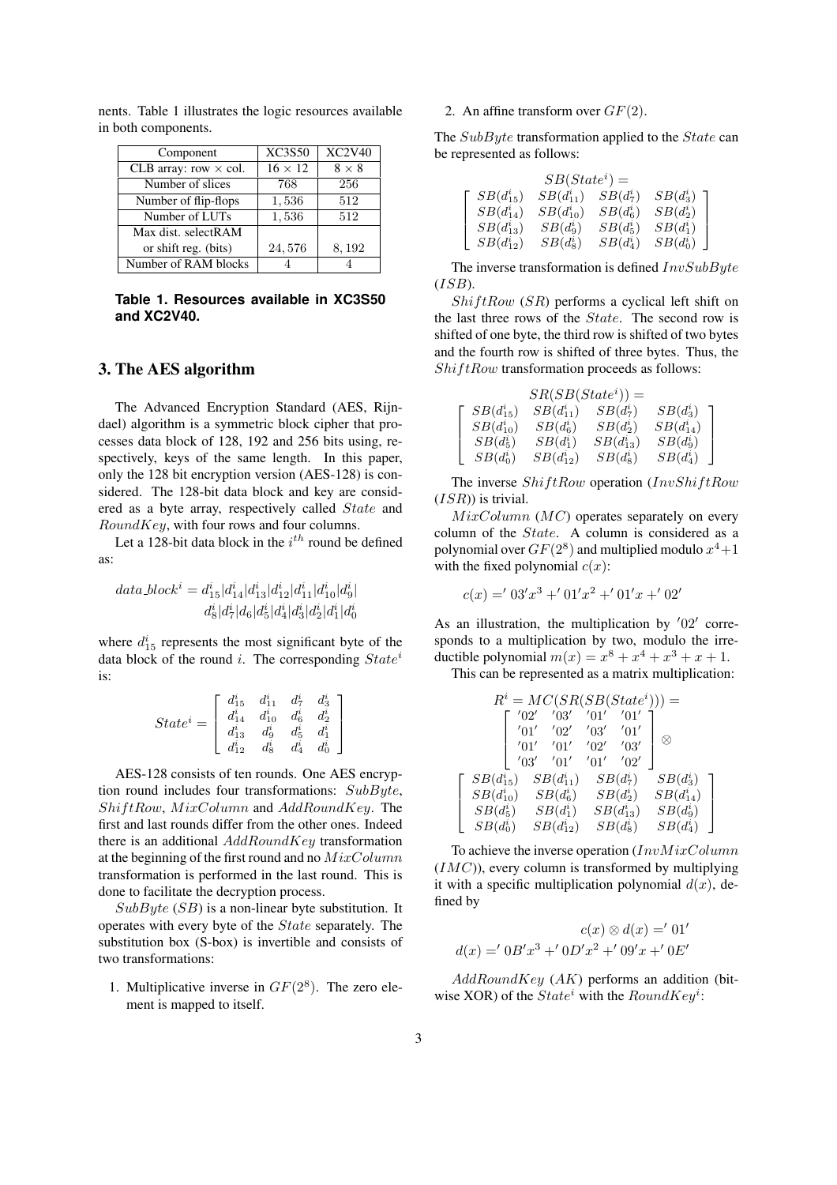nents. Table 1 illustrates the logic resources available in both components.

| Component | XC3S50 | XC2V40 |
| --- | --- | --- |
| CLB array: row × col. | $16 \times 12$ | $8 \times 8$ |
| Number of slices | 768 | 256 |
| Number of flip-flops | 1,536 | 512 |
| Number of LUTs | 1,536 | 512 |
| Max dist. selectRAM or shift reg. (bits) | 24,576 | 8,192 |
| Number of RAM blocks | 4 | 4 |

**Table 1. Resources available in XC3S50 and XC2V40.**

## 3. The AES algorithm

The Advanced Encryption Standard (AES, Rijndael) algorithm is a symmetric block cipher that processes data block of 128, 192 and 256 bits using, respectively, keys of the same length. In this paper, only the 128 bit encryption version (AES-128) is considered. The 128-bit data block and key are considered as a byte array, respectively called $State$ and $RoundKey$, with four rows and four columns.

Let a 128-bit data block in the $i^{th}$ round be defined as:

$$data\_block^i = d^i_{15}|d^i_{14}|d^i_{13}|d^i_{12}|d^i_{11}|d^i_{10}|d^i_9| d^i_8|d^i_7|d_6|d^i_5|d^i_4|d^i_3|d^i_2|d^i_1|d^i_0$$

where $d^i_{15}$ represents the most significant byte of the data block of the round $i$. The corresponding $State^i$ is:

$$State^i = \begin{bmatrix} d^i_{15} & d^i_{11} & d^i_7 & d^i_3 \\ d^i_{14} & d^i_{10} & d^i_6 & d^i_2 \\ d^i_{13} & d^i_9 & d^i_5 & d^i_1 \\ d^i_{12} & d^i_8 & d^i_4 & d^i_0 \end{bmatrix}$$

AES-128 consists of ten rounds. One AES encryption round includes four transformations: $SubByte$, $ShiftRow$, $MixColumn$ and $AddRoundKey$. The first and last rounds differ from the other ones. Indeed there is an additional $AddRoundKey$ transformation at the beginning of the first round and no $MixColumn$ transformation is performed in the last round. This is done to facilitate the decryption process.

$SubByte$ ($SB$) is a non-linear byte substitution. It operates with every byte of the $State$ separately. The substitution box (S-box) is invertible and consists of two transformations:

1. Multiplicative inverse in $GF(2^8)$. The zero element is mapped to itself.
2. An affine transform over $GF(2)$.

The $SubByte$ transformation applied to the $State$ can be represented as follows:

$$SB(State^i) = \begin{bmatrix} SB(d^i_{15}) & SB(d^i_{11}) & SB(d^i_7) & SB(d^i_3) \\ SB(d^i_{14}) & SB(d^i_{10}) & SB(d^i_6) & SB(d^i_2) \\ SB(d^i_{13}) & SB(d^i_9) & SB(d^i_5) & SB(d^i_1) \\ SB(d^i_{12}) & SB(d^i_8) & SB(d^i_4) & SB(d^i_0) \end{bmatrix}$$

The inverse transformation is defined $InvSubByte$ ($ISB$).

$ShiftRow$ ($SR$) performs a cyclical left shift on the last three rows of the $State$. The second row is shifted of one byte, the third row is shifted of two bytes and the fourth row is shifted of three bytes. Thus, the $ShiftRow$ transformation proceeds as follows:

$$SR(SB(State^i)) = \begin{bmatrix} SB(d^i_{15}) & SB(d^i_{11}) & SB(d^i_7) & SB(d^i_3) \\ SB(d^i_{10}) & SB(d^i_6) & SB(d^i_2) & SB(d^i_{14}) \\ SB(d^i_5) & SB(d^i_1) & SB(d^i_{13}) & SB(d^i_9) \\ SB(d^i_0) & SB(d^i_{12}) & SB(d^i_8) & SB(d^i_4) \end{bmatrix}$$

The inverse $ShiftRow$ operation ($InvShiftRow$ ($ISR$)) is trivial.

$MixColumn$ ($MC$) operates separately on every column of the $State$. A column is considered as a polynomial over $GF(2^8)$ and multiplied modulo $x^4+1$ with the fixed polynomial $c(x)$:

$$c(x) = '03'x^3 + '01'x^2 + '01'x + '02'$$

As an illustration, the multiplication by $'02'$ corresponds to a multiplication by two, modulo the irreductible polynomial $m(x) = x^8 + x^4 + x^3 + x + 1$.

This can be represented as a matrix multiplication:

$$R^i = MC(SR(SB(State^i))) = \begin{bmatrix} '02' & '03' & '01' & '01' \\ '01' & '02' & '03' & '01' \\ '01' & '01' & '02' & '03' \\ '03' & '01' & '01' & '02' \end{bmatrix} \otimes \begin{bmatrix} SB(d^i_{15}) & SB(d^i_{11}) & SB(d^i_7) & SB(d^i_3) \\ SB(d^i_{10}) & SB(d^i_6) & SB(d^i_2) & SB(d^i_{14}) \\ SB(d^i_5) & SB(d^i_1) & SB(d^i_{13}) & SB(d^i_9) \\ SB(d^i_0) & SB(d^i_{12}) & SB(d^i_8) & SB(d^i_4) \end{bmatrix}$$

To achieve the inverse operation ($InvMixColumn$ ($IMC$)), every column is transformed by multiplying it with a specific multiplication polynomial $d(x)$, defined by

$$c(x) \otimes d(x) = '01'$$

$$d(x) = '0B'x^3 + '0D'x^2 + '09'x + '0E'$$

$AddRoundKey$ ($AK$) performs an addition (bitwise XOR) of the $State^i$ with the $RoundKey^i$: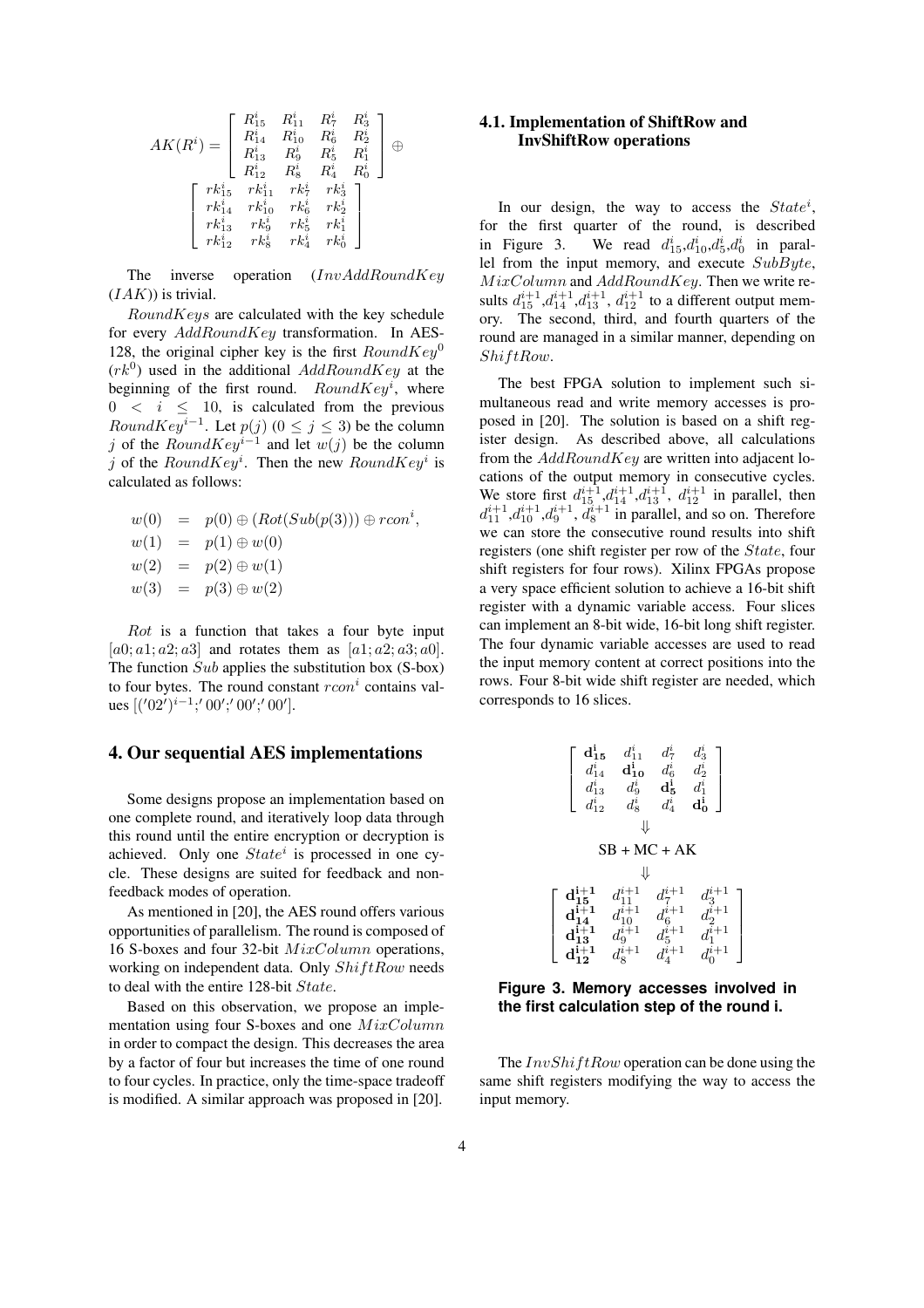$$AK(R^i) = \begin{bmatrix} R^i_{15} & R^i_{11} & R^i_7 & R^i_3 \\ R^i_{14} & R^i_{10} & R^i_6 & R^i_2 \\ R^i_{13} & R^i_9 & R^i_5 & R^i_1 \\ R^i_{12} & R^i_8 & R^i_4 & R^i_0 \end{bmatrix} \oplus \begin{bmatrix} rk^i_{15} & rk^i_{11} & rk^i_7 & rk^i_3 \\ rk^i_{14} & rk^i_{10} & rk^i_6 & rk^i_2 \\ rk^i_{13} & rk^i_9 & rk^i_5 & rk^i_1 \\ rk^i_{12} & rk^i_8 & rk^i_4 & rk^i_0 \end{bmatrix}$$

The inverse operation ($InvAddRoundKey$ ($IAK$)) is trivial.

$RoundKeys$ are calculated with the key schedule for every $AddRoundKey$ transformation. In AES-128, the original cipher key is the first $RoundKey^0$ ($rk^0$) used in the additional $AddRoundKey$ at the beginning of the first round. $RoundKey^i$, where $0 < i \leq 10$, is calculated from the previous $RoundKey^{i-1}$. Let $p(j)$ ($0 \leq j \leq 3$) be the column $j$ of the $RoundKey^{i-1}$ and let $w(j)$ be the column $j$ of the $RoundKey^i$. Then the new $RoundKey^i$ is calculated as follows:

$$\begin{aligned} w(0) &= p(0) \oplus (Rot(Sub(p(3))) \oplus rcon^i, \\ w(1) &= p(1) \oplus w(0) \\ w(2) &= p(2) \oplus w(1) \\ w(3) &= p(3) \oplus w(2) \end{aligned}$$

$Rot$ is a function that takes a four byte input $[a0; a1; a2; a3]$ and rotates them as $[a1; a2; a3; a0]$. The function $Sub$ applies the substitution box (S-box) to four bytes. The round constant $rcon^i$ contains values $[('02')^{i-1}; '00'; '00'; '00']$.

## 4. Our sequential AES implementations

Some designs propose an implementation based on one complete round, and iteratively loop data through this round until the entire encryption or decryption is achieved. Only one $State^i$ is processed in one cycle. These designs are suited for feedback and non-feedback modes of operation.

As mentioned in [20], the AES round offers various opportunities of parallelism. The round is composed of 16 S-boxes and four 32-bit $MixColumn$ operations, working on independent data. Only $ShiftRow$ needs to deal with the entire 128-bit $State$.

Based on this observation, we propose an implementation using four S-boxes and one $MixColumn$ in order to compact the design. This decreases the area by a factor of four but increases the time of one round to four cycles. In practice, only the time-space tradeoff is modified. A similar approach was proposed in [20].

### 4.1. Implementation of ShiftRow and InvShiftRow operations

In our design, the way to access the $State^i$, for the first quarter of the round, is described in Figure 3. We read $d^i_{15}$,$d^i_{10}$,$d^i_5$,$d^i_0$ in parallel from the input memory, and execute $SubByte$, $MixColumn$ and $AddRoundKey$. Then we write results $d^{i+1}_{15}$,$d^{i+1}_{14}$,$d^{i+1}_{13}$, $d^{i+1}_{12}$ to a different output memory. The second, third, and fourth quarters of the round are managed in a similar manner, depending on $ShiftRow$.

The best FPGA solution to implement such simultaneous read and write memory accesses is proposed in [20]. The solution is based on a shift register design. As described above, all calculations from the $AddRoundKey$ are written into adjacent locations of the output memory in consecutive cycles. We store first $d^{i+1}_{15}$,$d^{i+1}_{14}$,$d^{i+1}_{13}$, $d^{i+1}_{12}$ in parallel, then $d^{i+1}_{11}$,$d^{i+1}_{10}$,$d^{i+1}_9$, $d^{i+1}_8$ in parallel, and so on. Therefore we can store the consecutive round results into shift registers (one shift register per row of the $State$, four shift registers for four rows). Xilinx FPGAs propose a very space efficient solution to achieve a 16-bit shift register with a dynamic variable access. Four slices can implement an 8-bit wide, 16-bit long shift register. The four dynamic variable accesses are used to read the input memory content at correct positions into the rows. Four 8-bit wide shift register are needed, which corresponds to 16 slices.

$$\begin{bmatrix} \mathbf{d^i_{15}} & d^i_{11} & d^i_7 & d^i_3 \\ d^i_{14} & \mathbf{d^i_{10}} & d^i_6 & d^i_2 \\ d^i_{13} & d^i_9 & \mathbf{d^i_5} & d^i_1 \\ d^i_{12} & d^i_8 & d^i_4 & \mathbf{d^i_0} \end{bmatrix}$$

$$\Downarrow$$

SB + MC + AK

$$\Downarrow$$

$$\begin{bmatrix} \mathbf{d^{i+1}_{15}} & d^{i+1}_{11} & d^{i+1}_7 & d^{i+1}_3 \\ \mathbf{d^{i+1}_{14}} & d^{i+1}_{10} & d^{i+1}_6 & d^{i+1}_2 \\ \mathbf{d^{i+1}_{13}} & d^{i+1}_9 & d^{i+1}_5 & d^{i+1}_1 \\ \mathbf{d^{i+1}_{12}} & d^{i+1}_8 & d^{i+1}_4 & d^{i+1}_0 \end{bmatrix}$$

**Figure 3. Memory accesses involved in the first calculation step of the round i.**

The $InvShiftRow$ operation can be done using the same shift registers modifying the way to access the input memory.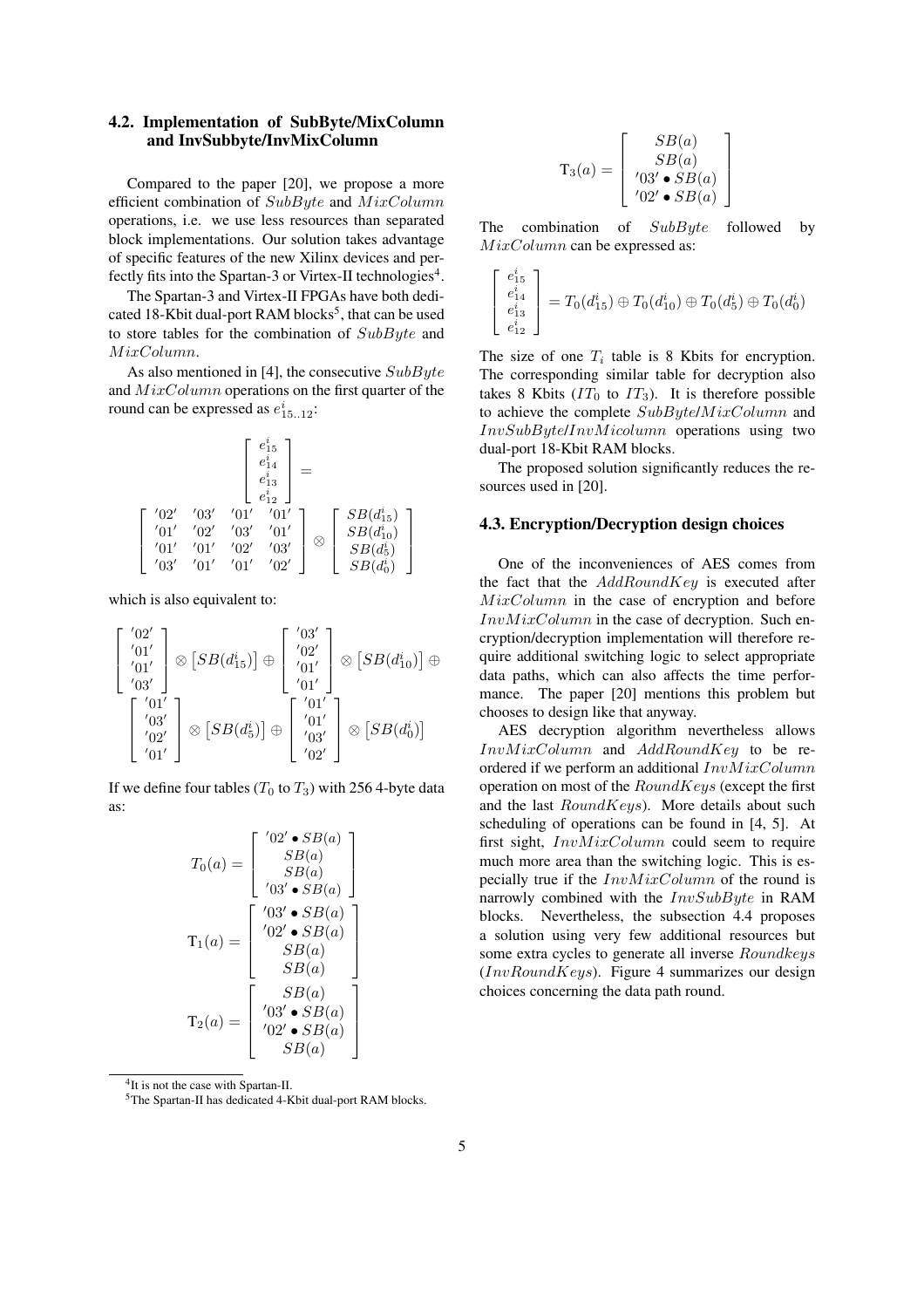### 4.2. Implementation of SubByte/MixColumn and InvSubbyte/InvMixColumn

Compared to the paper [20], we propose a more efficient combination of $SubByte$ and $MixColumn$ operations, i.e. we use less resources than separated block implementations. Our solution takes advantage of specific features of the new Xilinx devices and perfectly fits into the Spartan-3 or Virtex-II technologies[4].

The Spartan-3 and Virtex-II FPGAs have both dedicated 18-Kbit dual-port RAM blocks[5], that can be used to store tables for the combination of $SubByte$ and $MixColumn$.

As also mentioned in [4], the consecutive $SubByte$ and $MixColumn$ operations on the first quarter of the round can be expressed as $e^i_{15..12}$:

$$\begin{bmatrix} e^i_{15} \\ e^i_{14} \\ e^i_{13} \\ e^i_{12} \end{bmatrix} = \begin{bmatrix} '02' & '03' & '01' & '01' \\ '01' & '02' & '03' & '01' \\ '01' & '01' & '02' & '03' \\ '03' & '01' & '01' & '02' \end{bmatrix} \otimes \begin{bmatrix} SB(d^i_{15}) \\ SB(d^i_{10}) \\ SB(d^i_{5}) \\ SB(d^i_{0}) \end{bmatrix}$$

which is also equivalent to:

$$\begin{bmatrix} '02' \\ '01' \\ '01' \\ '03' \end{bmatrix} \otimes \left[SB(d^i_{15})\right] \oplus \begin{bmatrix} '03' \\ '02' \\ '01' \\ '01' \end{bmatrix} \otimes \left[SB(d^i_{10})\right] \oplus \begin{bmatrix} '01' \\ '03' \\ '02' \\ '01' \end{bmatrix} \otimes \left[SB(d^i_{5})\right] \oplus \begin{bmatrix} '01' \\ '01' \\ '03' \\ '02' \end{bmatrix} \otimes \left[SB(d^i_{0})\right]$$

If we define four tables ($T_0$ to $T_3$) with 256 4-byte data as:

$$T_0(a) = \begin{bmatrix} '02' \bullet SB(a) \\ SB(a) \\ SB(a) \\ '03' \bullet SB(a) \end{bmatrix}$$

$$T_1(a) = \begin{bmatrix} '03' \bullet SB(a) \\ '02' \bullet SB(a) \\ SB(a) \\ SB(a) \end{bmatrix}$$

$$T_2(a) = \begin{bmatrix} SB(a) \\ '03' \bullet SB(a) \\ '02' \bullet SB(a) \\ SB(a) \end{bmatrix}$$

$$T_3(a) = \begin{bmatrix} SB(a) \\ SB(a) \\ '03' \bullet SB(a) \\ '02' \bullet SB(a) \end{bmatrix}$$

The combination of $SubByte$ followed by $MixColumn$ can be expressed as:

$$\begin{bmatrix} e^i_{15} \\ e^i_{14} \\ e^i_{13} \\ e^i_{12} \end{bmatrix} = T_0(d^i_{15}) \oplus T_0(d^i_{10}) \oplus T_0(d^i_{5}) \oplus T_0(d^i_{0})$$

The size of one $T_i$ table is 8 Kbits for encryption. The corresponding similar table for decryption also takes 8 Kbits ($IT_0$ to $IT_3$). It is therefore possible to achieve the complete $SubByte$/$MixColumn$ and $InvSubByte$/$InvMicolumn$ operations using two dual-port 18-Kbit RAM blocks.

The proposed solution significantly reduces the resources used in [20].

### 4.3. Encryption/Decryption design choices

One of the inconveniences of AES comes from the fact that the $AddRoundKey$ is executed after $MixColumn$ in the case of encryption and before $InvMixColumn$ in the case of decryption. Such encryption/decryption implementation will therefore require additional switching logic to select appropriate data paths, which can also affects the time performance. The paper [20] mentions this problem but chooses to design like that anyway.

AES decryption algorithm nevertheless allows $InvMixColumn$ and $AddRoundKey$ to be reordered if we perform an additional $InvMixColumn$ operation on most of the $RoundKeys$ (except the first and the last $RoundKeys$). More details about such scheduling of operations can be found in [4, 5]. At first sight, $InvMixColumn$ could seem to require much more area than the switching logic. This is especially true if the $InvMixColumn$ of the round is narrowly combined with the $InvSubByte$ in RAM blocks. Nevertheless, the subsection 4.4 proposes a solution using very few additional resources but some extra cycles to generate all inverse $Roundkeys$ ($InvRoundKeys$). Figure 4 summarizes our design choices concerning the data path round.

---

[4] It is not the case with Spartan-II.

[5] The Spartan-II has dedicated 4-Kbit dual-port RAM blocks.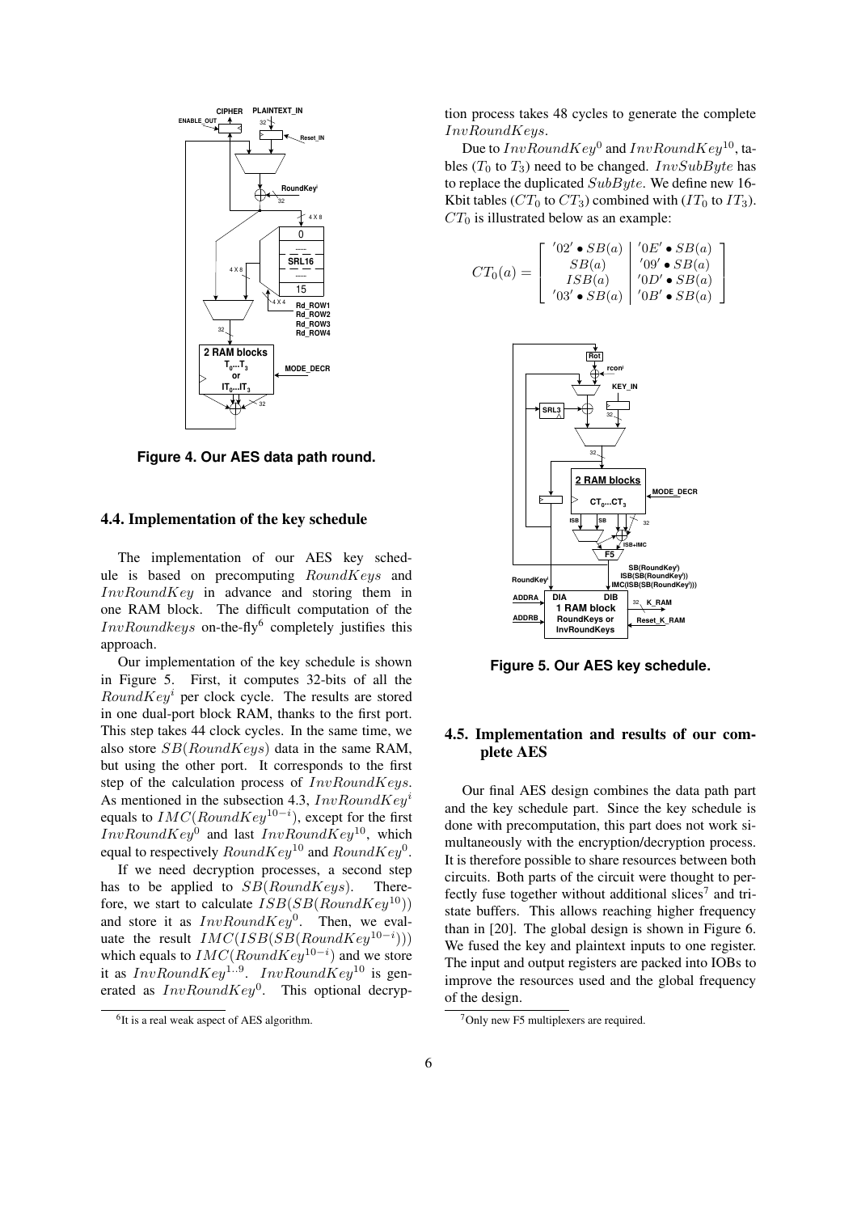Figure 4. Our AES data path round.

### 4.4. Implementation of the key schedule

The implementation of our AES key schedule is based on precomputing $RoundKeys$ and $InvRoundKey$ in advance and storing them in one RAM block. The difficult computation of the $InvRoundkeys$ on-the-fly[6] completely justifies this approach.

Our implementation of the key schedule is shown in Figure 5. First, it computes 32-bits of all the $RoundKey^i$ per clock cycle. The results are stored in one dual-port block RAM, thanks to the first port. This step takes 44 clock cycles. In the same time, we also store $SB(RoundKeys)$ data in the same RAM, but using the other port. It corresponds to the first step of the calculation process of $InvRoundKeys$. As mentioned in the subsection 4.3, $InvRoundKey^i$ equals to $IMC(RoundKey^{10-i})$, except for the first $InvRoundKey^0$ and last $InvRoundKey^{10}$, which equal to respectively $RoundKey^{10}$ and $RoundKey^0$.

If we need decryption processes, a second step has to be applied to $SB(RoundKeys)$. Therefore, we start to calculate $ISB(SB(RoundKey^{10}))$ and store it as $InvRoundKey^0$. Then, we evaluate the result $IMC(ISB(SB(RoundKey^{10-i})))$ which equals to $IMC(RoundKey^{10-i})$ and we store it as $InvRoundKey^{1..9}$. $InvRoundKey^{10}$ is generated as $InvRoundKey^0$. This optional decryption process takes 48 cycles to generate the complete $InvRoundKeys$.

Due to $InvRoundKey^0$ and $InvRoundKey^{10}$, tables ($T_0$ to $T_3$) need to be changed. $InvSubByte$ has to replace the duplicated $SubByte$. We define new 16-Kbit tables ($CT_0$ to $CT_3$) combined with ($IT_0$ to $IT_3$). $CT_0$ is illustrated below as an example:

$$CT_0(a) = \begin{bmatrix} '02' \bullet SB(a) & '0E' \bullet SB(a) \\ SB(a) & '09' \bullet SB(a) \\ ISB(a) & '0D' \bullet SB(a) \\ '03' \bullet SB(a) & '0B' \bullet SB(a) \end{bmatrix}$$

Figure 5. Our AES key schedule.

### 4.5. Implementation and results of our complete AES

Our final AES design combines the data path part and the key schedule part. Since the key schedule is done with precomputation, this part does not work simultaneously with the encryption/decryption process. It is therefore possible to share resources between both circuits. Both parts of the circuit were thought to perfectly fuse together without additional slices[7] and tristate buffers. This allows reaching higher frequency than in [20]. The global design is shown in Figure 6. We fused the key and plaintext inputs to one register. The input and output registers are packed into IOBs to improve the resources used and the global frequency of the design.

[6] It is a real weak aspect of AES algorithm.

[7] Only new F5 multiplexers are required.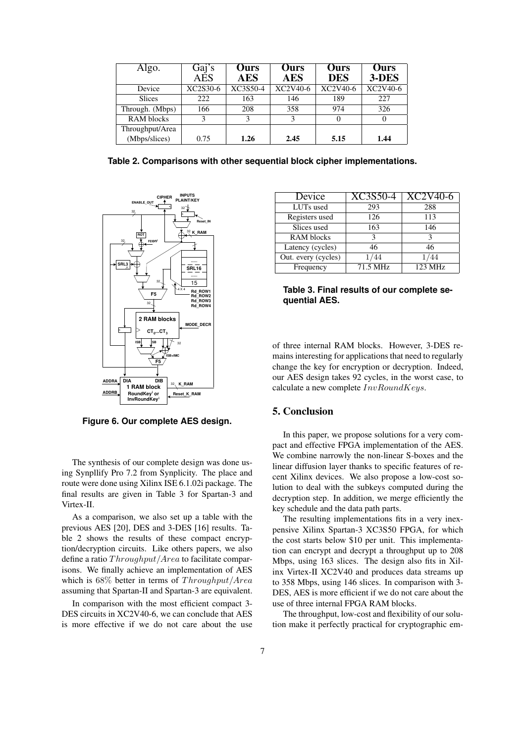| Algo. | Gaj's AES | **Ours AES** | **Ours AES** | **Ours DES** | **Ours 3-DES** |
|---|---|---|---|---|---|
| Device | XC2S30-6 | XC3S50-4 | XC2V40-6 | XC2V40-6 | XC2V40-6 |
| Slices | 222 | 163 | 146 | 189 | 227 |
| Through. (Mbps) | 166 | 208 | 358 | 974 | 326 |
| RAM blocks | 3 | 3 | 3 | 0 | 0 |
| Throughput/Area (Mbps/slices) | 0.75 | **1.26** | **2.45** | **5.15** | **1.44** |

**Table 2. Comparisons with other sequential block cipher implementations.**

**Figure 6. Our complete AES design.**

The synthesis of our complete design was done using Synpllify Pro 7.2 from Synplicity. The place and route were done using Xilinx ISE 6.1.02i package. The final results are given in Table 3 for Spartan-3 and Virtex-II.

As a comparison, we also set up a table with the previous AES [20], DES and 3-DES [16] results. Table 2 shows the results of these compact encryption/decryption circuits. Like others papers, we also define a ratio $Throughput/Area$ to facilitate comparisons. We finally achieve an implementation of AES which is $68\%$ better in terms of $Throughput/Area$ assuming that Spartan-II and Spartan-3 are equivalent.

In comparison with the most efficient compact 3-DES circuits in XC2V40-6, we can conclude that AES is more effective if we do not care about the use of three internal RAM blocks. However, 3-DES remains interesting for applications that need to regularly change the key for encryption or decryption. Indeed, our AES design takes 92 cycles, in the worst case, to calculate a new complete $InvRoundKeys$.

| Device | XC3S50-4 | XC2V40-6 |
|---|---|---|
| LUTs used | 293 | 288 |
| Registers used | 126 | 113 |
| Slices used | 163 | 146 |
| RAM blocks | 3 | 3 |
| Latency (cycles) | 46 | 46 |
| Out. every (cycles) | $1/44$ | $1/44$ |
| Frequency | 71.5 MHz | 123 MHz |

**Table 3. Final results of our complete sequential AES.**

## 5. Conclusion

In this paper, we propose solutions for a very compact and effective FPGA implementation of the AES. We combine narrowly the non-linear S-boxes and the linear diffusion layer thanks to specific features of recent Xilinx devices. We also propose a low-cost solution to deal with the subkeys computed during the decryption step. In addition, we merge efficiently the key schedule and the data path parts.

The resulting implementations fits in a very inexpensive Xilinx Spartan-3 XC3S50 FPGA, for which the cost starts below \$10 per unit. This implementation can encrypt and decrypt a throughput up to 208 Mbps, using 163 slices. The design also fits in Xilinx Virtex-II XC2V40 and produces data streams up to 358 Mbps, using 146 slices. In comparison with 3-DES, AES is more efficient if we do not care about the use of three internal FPGA RAM blocks.

The throughput, low-cost and flexibility of our solution make it perfectly practical for cryptographic em-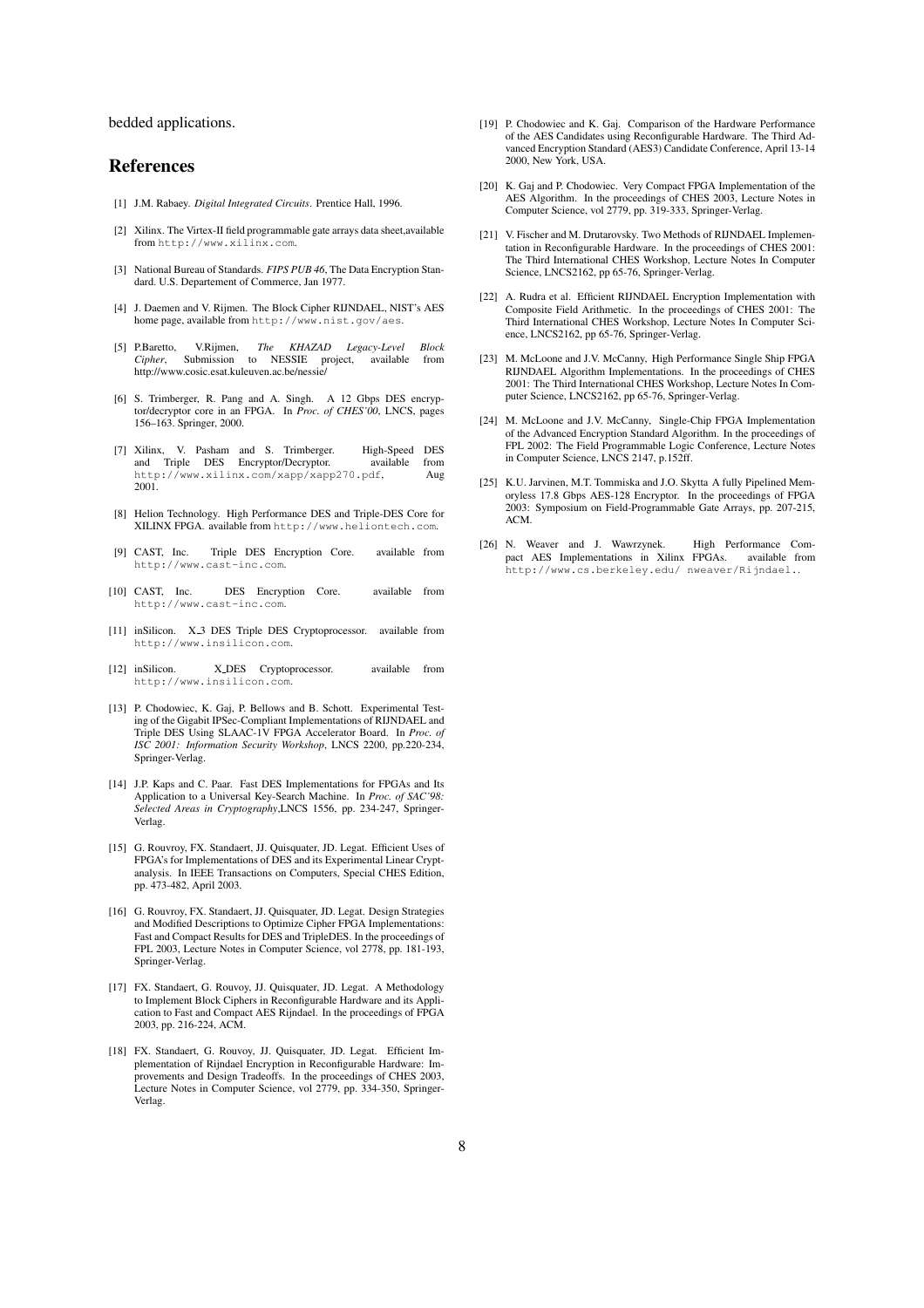bedded applications.

## References

[1] J.M. Rabaey. *Digital Integrated Circuits*. Prentice Hall, 1996.

[2] Xilinx. The Virtex-II field programmable gate arrays data sheet,available from http://www.xilinx.com.

[3] National Bureau of Standards. *FIPS PUB 46*, The Data Encryption Standard. U.S. Departement of Commerce, Jan 1977.

[4] J. Daemen and V. Rijmen. The Block Cipher RIJNDAEL, NIST's AES home page, available from http://www.nist.gov/aes.

[5] P.Baretto, V.Rijmen, *The KHAZAD Legacy-Level Block Cipher*, Submission to NESSIE project, available from http://www.cosic.esat.kuleuven.ac.be/nessie/

[6] S. Trimberger, R. Pang and A. Singh. A 12 Gbps DES encryptor/decryptor core in an FPGA. In *Proc. of CHES'00*, LNCS, pages 156–163. Springer, 2000.

[7] Xilinx, V. Pasham and S. Trimberger. High-Speed DES and Triple DES Encryptor/Decryptor. available from http://www.xilinx.com/xapp/xapp270.pdf, Aug 2001.

[8] Helion Technology. High Performance DES and Triple-DES Core for XILINX FPGA. available from http://www.heliontech.com.

[9] CAST, Inc. Triple DES Encryption Core. available from http://www.cast-inc.com.

[10] CAST, Inc. DES Encryption Core. available from http://www.cast-inc.com.

[11] inSilicon. X_3 DES Triple DES Cryptoprocessor. available from http://www.insilicon.com.

[12] inSilicon. X_DES Cryptoprocessor. available from http://www.insilicon.com.

[13] P. Chodowiec, K. Gaj, P. Bellows and B. Schott. Experimental Testing of the Gigabit IPSec-Compliant Implementations of RIJNDAEL and Triple DES Using SLAAC-1V FPGA Accelerator Board. In *Proc. of ISC 2001: Information Security Workshop*, LNCS 2200, pp.220-234, Springer-Verlag.

[14] J.P. Kaps and C. Paar. Fast DES Implementations for FPGAs and Its Application to a Universal Key-Search Machine. In *Proc. of SAC'98: Selected Areas in Cryptography*,LNCS 1556, pp. 234-247, Springer-Verlag.

[15] G. Rouvroy, FX. Standaert, JJ. Quisquater, JD. Legat. Efficient Uses of FPGA's for Implementations of DES and its Experimental Linear Cryptanalysis. In IEEE Transactions on Computers, Special CHES Edition, pp. 473-482, April 2003.

[16] G. Rouvroy, FX. Standaert, JJ. Quisquater, JD. Legat. Design Strategies and Modified Descriptions to Optimize Cipher FPGA Implementations: Fast and Compact Results for DES and TripleDES. In the proceedings of FPL 2003, Lecture Notes in Computer Science, vol 2778, pp. 181-193, Springer-Verlag.

[17] FX. Standaert, G. Rouvoy, JJ. Quisquater, JD. Legat. A Methodology to Implement Block Ciphers in Reconfigurable Hardware and its Application to Fast and Compact AES Rijndael. In the proceedings of FPGA 2003, pp. 216-224, ACM.

[18] FX. Standaert, G. Rouvoy, JJ. Quisquater, JD. Legat. Efficient Implementation of Rijndael Encryption in Reconfigurable Hardware: Improvements and Design Tradeoffs. In the proceedings of CHES 2003, Lecture Notes in Computer Science, vol 2779, pp. 334-350, Springer-Verlag.

[19] P. Chodowiec and K. Gaj. Comparison of the Hardware Performance of the AES Candidates using Reconfigurable Hardware. The Third Advanced Encryption Standard (AES3) Candidate Conference, April 13-14 2000, New York, USA.

[20] K. Gaj and P. Chodowiec. Very Compact FPGA Implementation of the AES Algorithm. In the proceedings of CHES 2003, Lecture Notes in Computer Science, vol 2779, pp. 319-333, Springer-Verlag.

[21] V. Fischer and M. Drutarovsky. Two Methods of RIJNDAEL Implementation in Reconfigurable Hardware. In the proceedings of CHES 2001: The Third International CHES Workshop, Lecture Notes In Computer Science, LNCS2162, pp 65-76, Springer-Verlag.

[22] A. Rudra et al. Efficient RIJNDAEL Encryption Implementation with Composite Field Arithmetic. In the proceedings of CHES 2001: The Third International CHES Workshop, Lecture Notes In Computer Science, LNCS2162, pp 65-76, Springer-Verlag.

[23] M. McLoone and J.V. McCanny, High Performance Single Ship FPGA RIJNDAEL Algorithm Implementations. In the proceedings of CHES 2001: The Third International CHES Workshop, Lecture Notes In Computer Science, LNCS2162, pp 65-76, Springer-Verlag.

[24] M. McLoone and J.V. McCanny, Single-Chip FPGA Implementation of the Advanced Encryption Standard Algorithm. In the proceedings of FPL 2002: The Field Programmable Logic Conference, Lecture Notes in Computer Science, LNCS 2147, p.152ff.

[25] K.U. Jarvinen, M.T. Tommiska and J.O. Skytta A fully Pipelined Memoryless 17.8 Gbps AES-128 Encryptor. In the proceedings of FPGA 2003: Symposium on Field-Programmable Gate Arrays, pp. 207-215, ACM.

[26] N. Weaver and J. Wawrzynek. High Performance Compact AES Implementations in Xilinx FPGAs. available from http://www.cs.berkeley.edu/ nweaver/Rijndael..